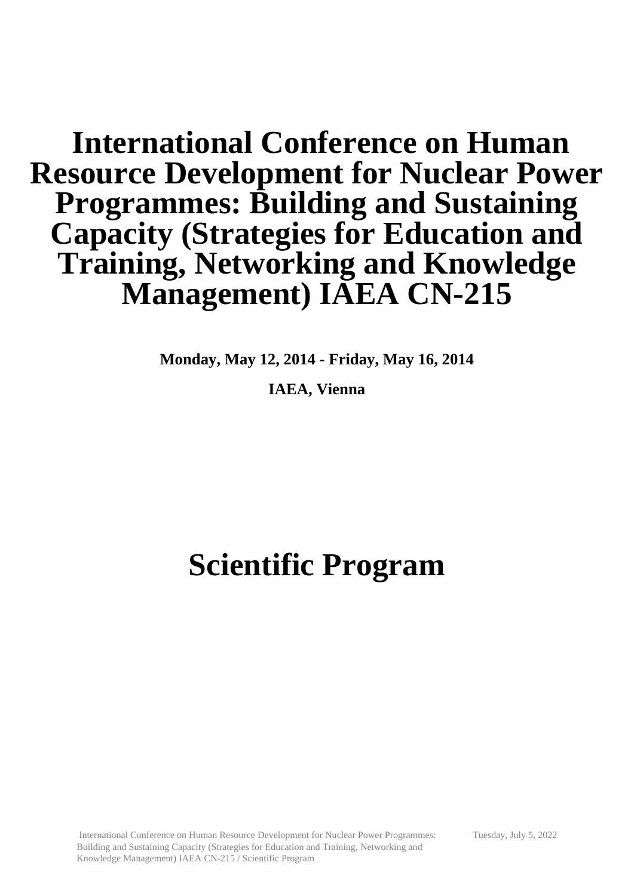# International Conference on Human Resource Development for Nuclear Power Programmes: Building and Sustaining Capacity (Strategies for Education and Training, Networking and Knowledge Management) IAEA CN-215

**Monday, May 12, 2014 - Friday, May 16, 2014**

**IAEA, Vienna**

# Scientific Program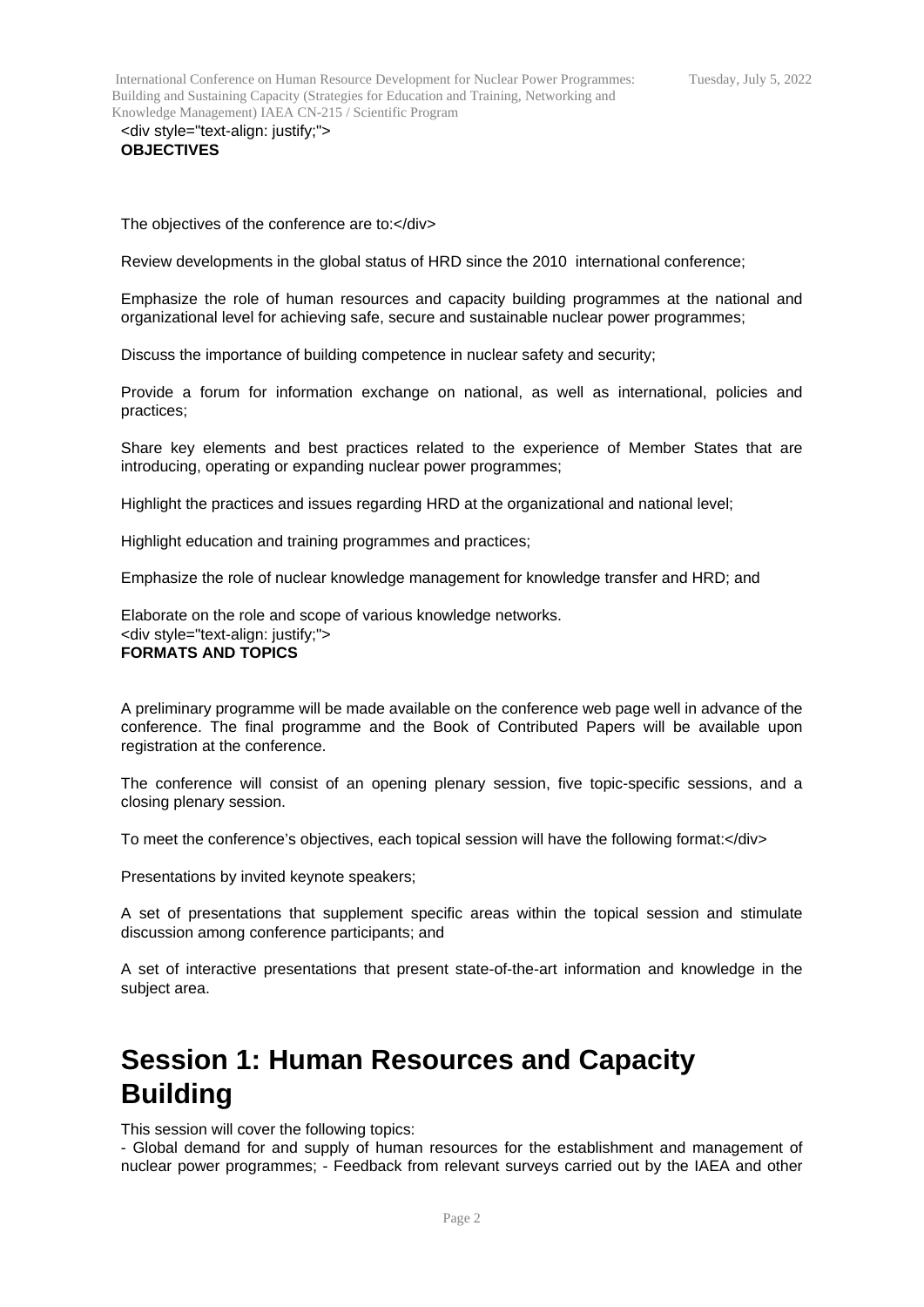<div style="text-align: justify;">
**OBJECTIVES**

The objectives of the conference are to:</div>

Review developments in the global status of HRD since the 2010 international conference;

Emphasize the role of human resources and capacity building programmes at the national and organizational level for achieving safe, secure and sustainable nuclear power programmes;

Discuss the importance of building competence in nuclear safety and security;

Provide a forum for information exchange on national, as well as international, policies and practices;

Share key elements and best practices related to the experience of Member States that are introducing, operating or expanding nuclear power programmes;

Highlight the practices and issues regarding HRD at the organizational and national level;

Highlight education and training programmes and practices;

Emphasize the role of nuclear knowledge management for knowledge transfer and HRD; and

Elaborate on the role and scope of various knowledge networks.
<div style="text-align: justify;">
**FORMATS AND TOPICS**

A preliminary programme will be made available on the conference web page well in advance of the conference. The final programme and the Book of Contributed Papers will be available upon registration at the conference.

The conference will consist of an opening plenary session, five topic-specific sessions, and a closing plenary session.

To meet the conference's objectives, each topical session will have the following format:</div>

Presentations by invited keynote speakers;

A set of presentations that supplement specific areas within the topical session and stimulate discussion among conference participants; and

A set of interactive presentations that present state-of-the-art information and knowledge in the subject area.

# Session 1: Human Resources and Capacity Building

This session will cover the following topics:
- Global demand for and supply of human resources for the establishment and management of nuclear power programmes; - Feedback from relevant surveys carried out by the IAEA and other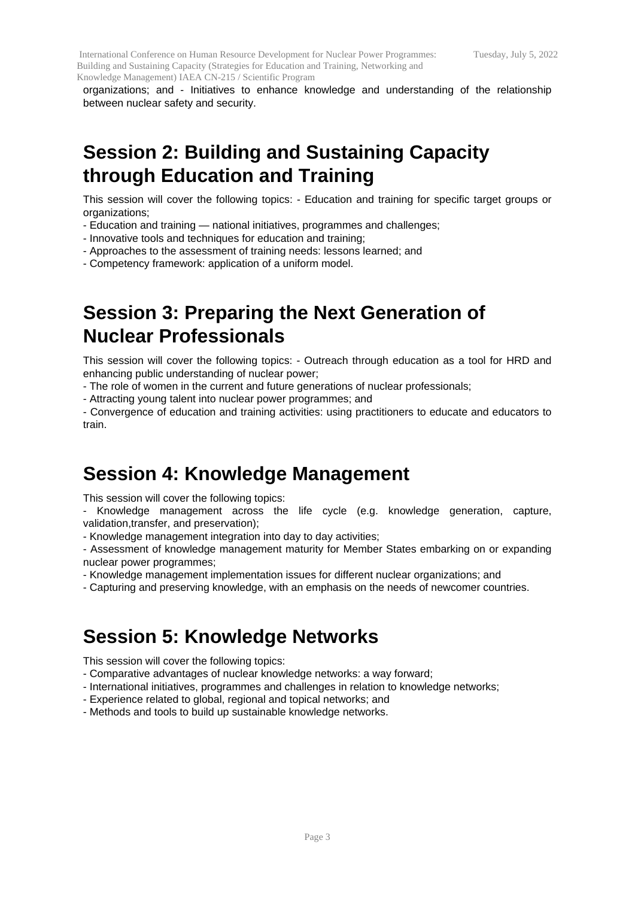organizations; and - Initiatives to enhance knowledge and understanding of the relationship between nuclear safety and security.

## Session 2: Building and Sustaining Capacity through Education and Training

This session will cover the following topics: - Education and training for specific target groups or organizations;
- Education and training — national initiatives, programmes and challenges;
- Innovative tools and techniques for education and training;
- Approaches to the assessment of training needs: lessons learned; and
- Competency framework: application of a uniform model.

## Session 3: Preparing the Next Generation of Nuclear Professionals

This session will cover the following topics: - Outreach through education as a tool for HRD and enhancing public understanding of nuclear power;
- The role of women in the current and future generations of nuclear professionals;
- Attracting young talent into nuclear power programmes; and
- Convergence of education and training activities: using practitioners to educate and educators to train.

## Session 4: Knowledge Management

This session will cover the following topics:
- Knowledge management across the life cycle (e.g. knowledge generation, capture, validation,transfer, and preservation);
- Knowledge management integration into day to day activities;
- Assessment of knowledge management maturity for Member States embarking on or expanding nuclear power programmes;
- Knowledge management implementation issues for different nuclear organizations; and
- Capturing and preserving knowledge, with an emphasis on the needs of newcomer countries.

## Session 5: Knowledge Networks

This session will cover the following topics:
- Comparative advantages of nuclear knowledge networks: a way forward;
- International initiatives, programmes and challenges in relation to knowledge networks;
- Experience related to global, regional and topical networks; and
- Methods and tools to build up sustainable knowledge networks.